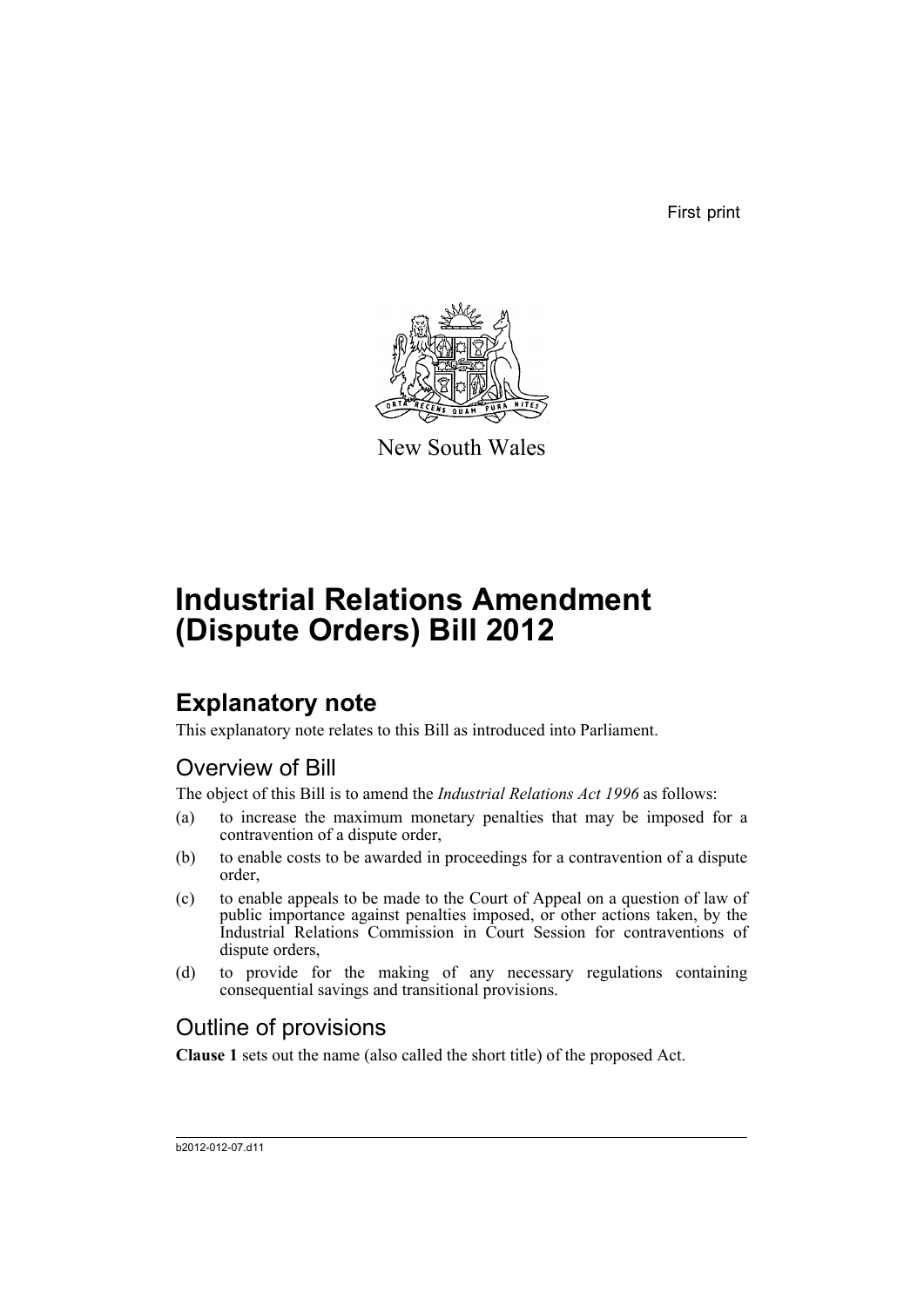First print

New South Wales

# Industrial Relations Amendment (Dispute Orders) Bill 2012

## Explanatory note

This explanatory note relates to this Bill as introduced into Parliament.

### Overview of Bill

The object of this Bill is to amend the *Industrial Relations Act 1996* as follows:

(a) to increase the maximum monetary penalties that may be imposed for a contravention of a dispute order,

(b) to enable costs to be awarded in proceedings for a contravention of a dispute order,

(c) to enable appeals to be made to the Court of Appeal on a question of law of public importance against penalties imposed, or other actions taken, by the Industrial Relations Commission in Court Session for contraventions of dispute orders,

(d) to provide for the making of any necessary regulations containing consequential savings and transitional provisions.

### Outline of provisions

**Clause 1** sets out the name (also called the short title) of the proposed Act.

b2012-012-07.d11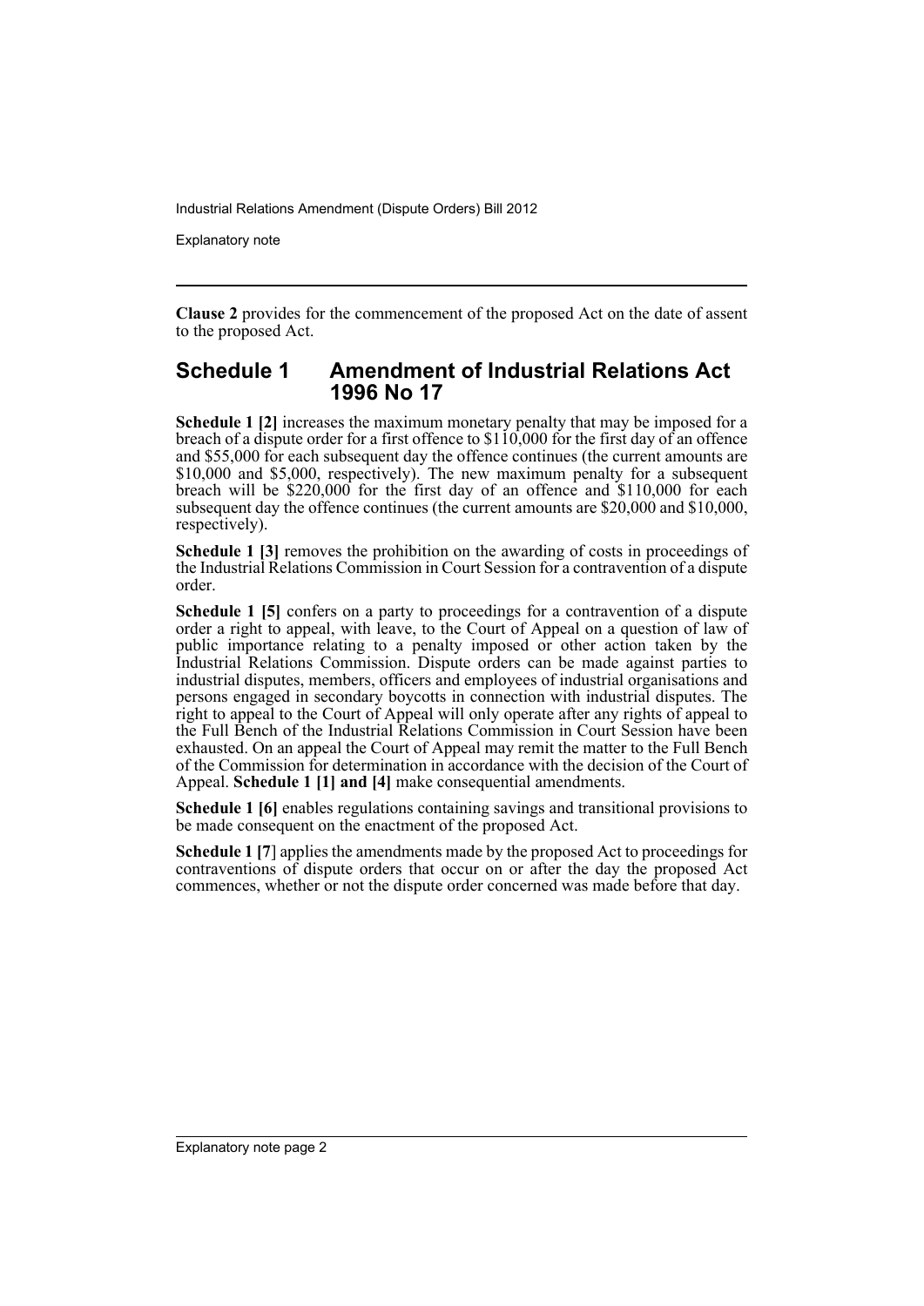**Clause 2** provides for the commencement of the proposed Act on the date of assent to the proposed Act.

## Schedule 1 Amendment of Industrial Relations Act 1996 No 17

**Schedule 1 [2]** increases the maximum monetary penalty that may be imposed for a breach of a dispute order for a first offence to $110,000 for the first day of an offence and $55,000 for each subsequent day the offence continues (the current amounts are $10,000 and $5,000, respectively). The new maximum penalty for a subsequent breach will be $220,000 for the first day of an offence and $110,000 for each subsequent day the offence continues (the current amounts are $20,000 and $10,000, respectively).

**Schedule 1 [3]** removes the prohibition on the awarding of costs in proceedings of the Industrial Relations Commission in Court Session for a contravention of a dispute order.

**Schedule 1 [5]** confers on a party to proceedings for a contravention of a dispute order a right to appeal, with leave, to the Court of Appeal on a question of law of public importance relating to a penalty imposed or other action taken by the Industrial Relations Commission. Dispute orders can be made against parties to industrial disputes, members, officers and employees of industrial organisations and persons engaged in secondary boycotts in connection with industrial disputes. The right to appeal to the Court of Appeal will only operate after any rights of appeal to the Full Bench of the Industrial Relations Commission in Court Session have been exhausted. On an appeal the Court of Appeal may remit the matter to the Full Bench of the Commission for determination in accordance with the decision of the Court of Appeal. **Schedule 1 [1] and [4]** make consequential amendments.

**Schedule 1 [6]** enables regulations containing savings and transitional provisions to be made consequent on the enactment of the proposed Act.

**Schedule 1 [7]** applies the amendments made by the proposed Act to proceedings for contraventions of dispute orders that occur on or after the day the proposed Act commences, whether or not the dispute order concerned was made before that day.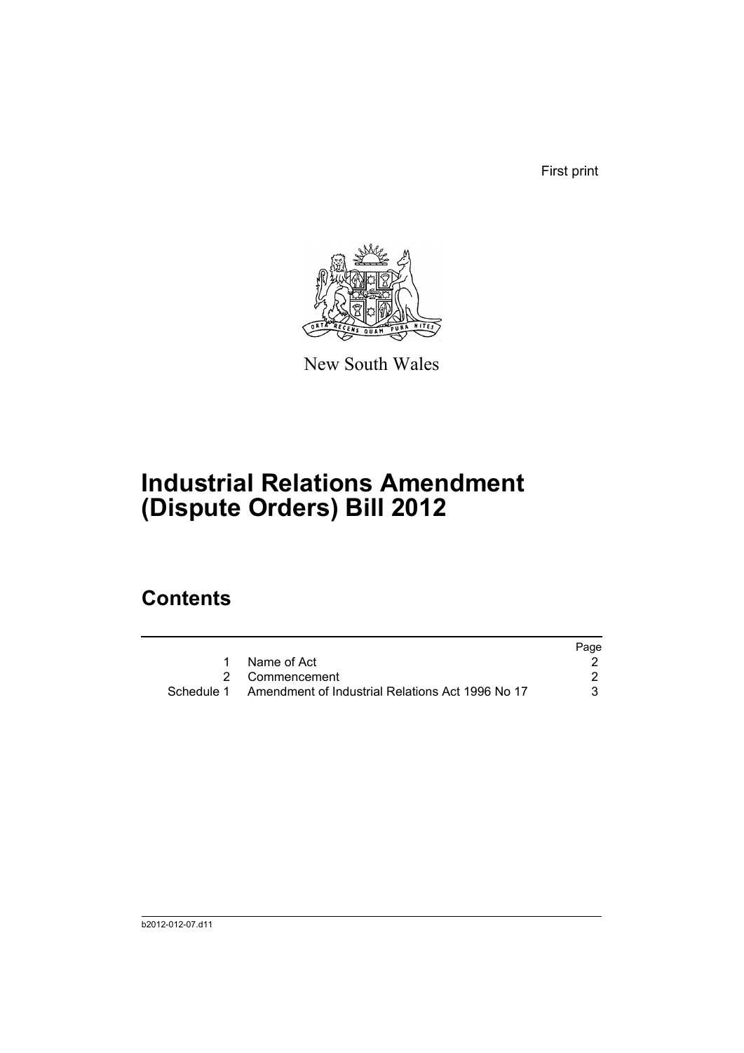First print

New South Wales

# Industrial Relations Amendment (Dispute Orders) Bill 2012

## Contents

| | | Page |
|---|---|---|
| 1 | Name of Act | 2 |
| 2 | Commencement | 2 |
| Schedule 1 | Amendment of Industrial Relations Act 1996 No 17 | 3 |

b2012-012-07.d11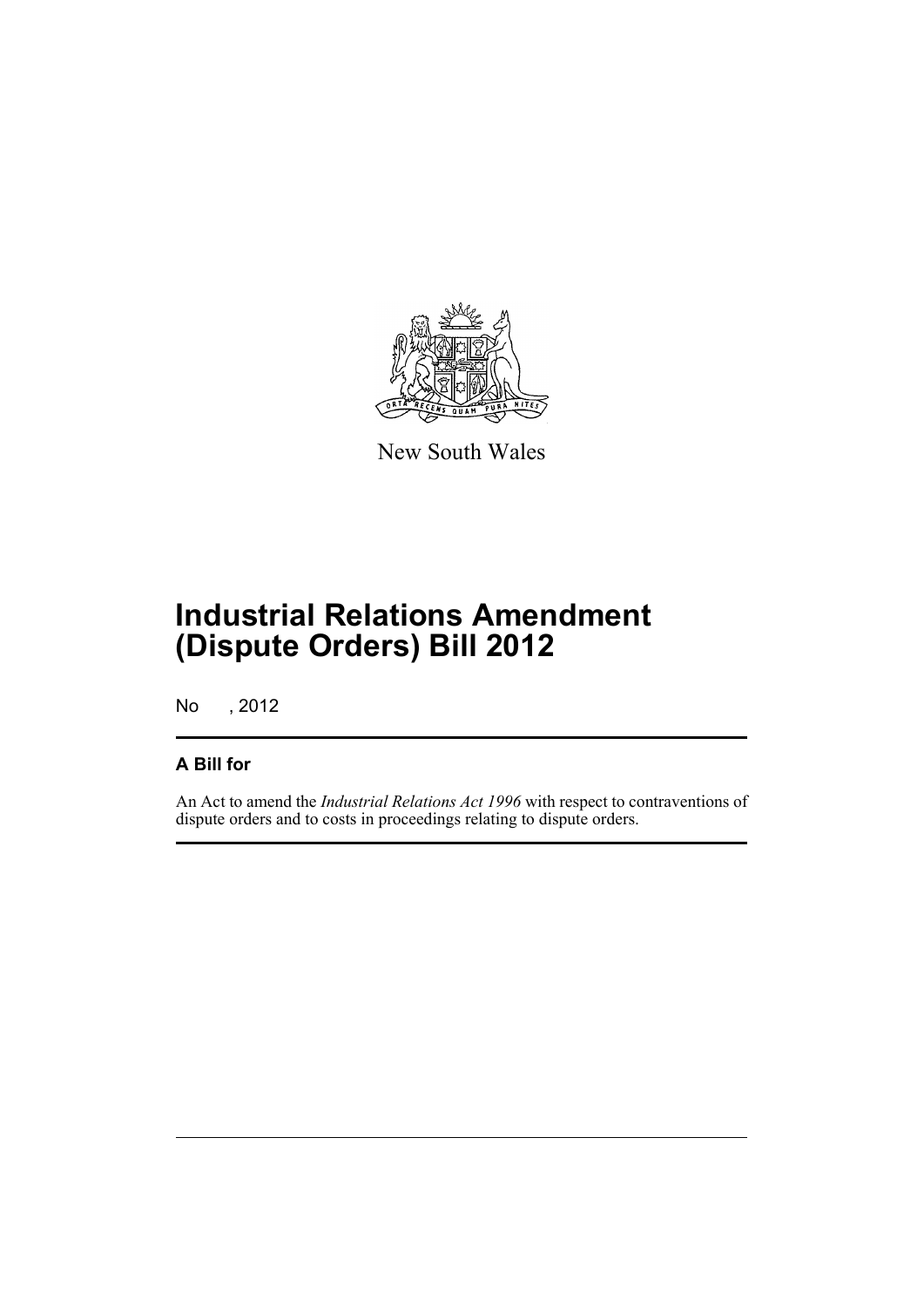New South Wales

# Industrial Relations Amendment (Dispute Orders) Bill 2012

No , 2012

## A Bill for

An Act to amend the *Industrial Relations Act 1996* with respect to contraventions of dispute orders and to costs in proceedings relating to dispute orders.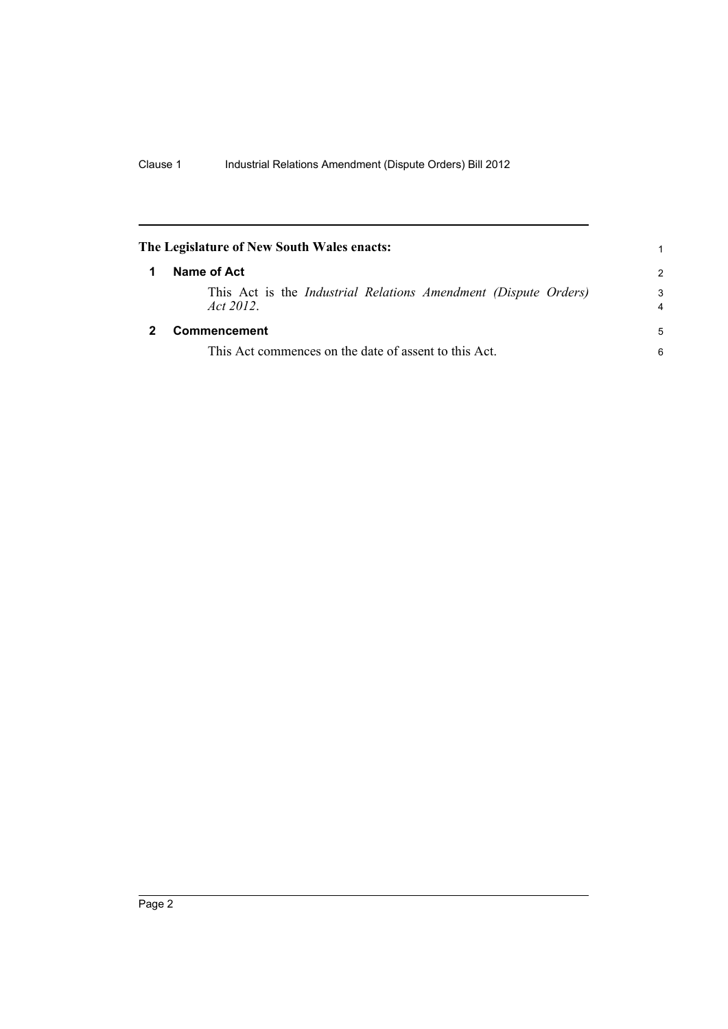**The Legislature of New South Wales enacts:**

## 1 Name of Act

This Act is the *Industrial Relations Amendment (Dispute Orders) Act 2012*.

## 2 Commencement

This Act commences on the date of assent to this Act.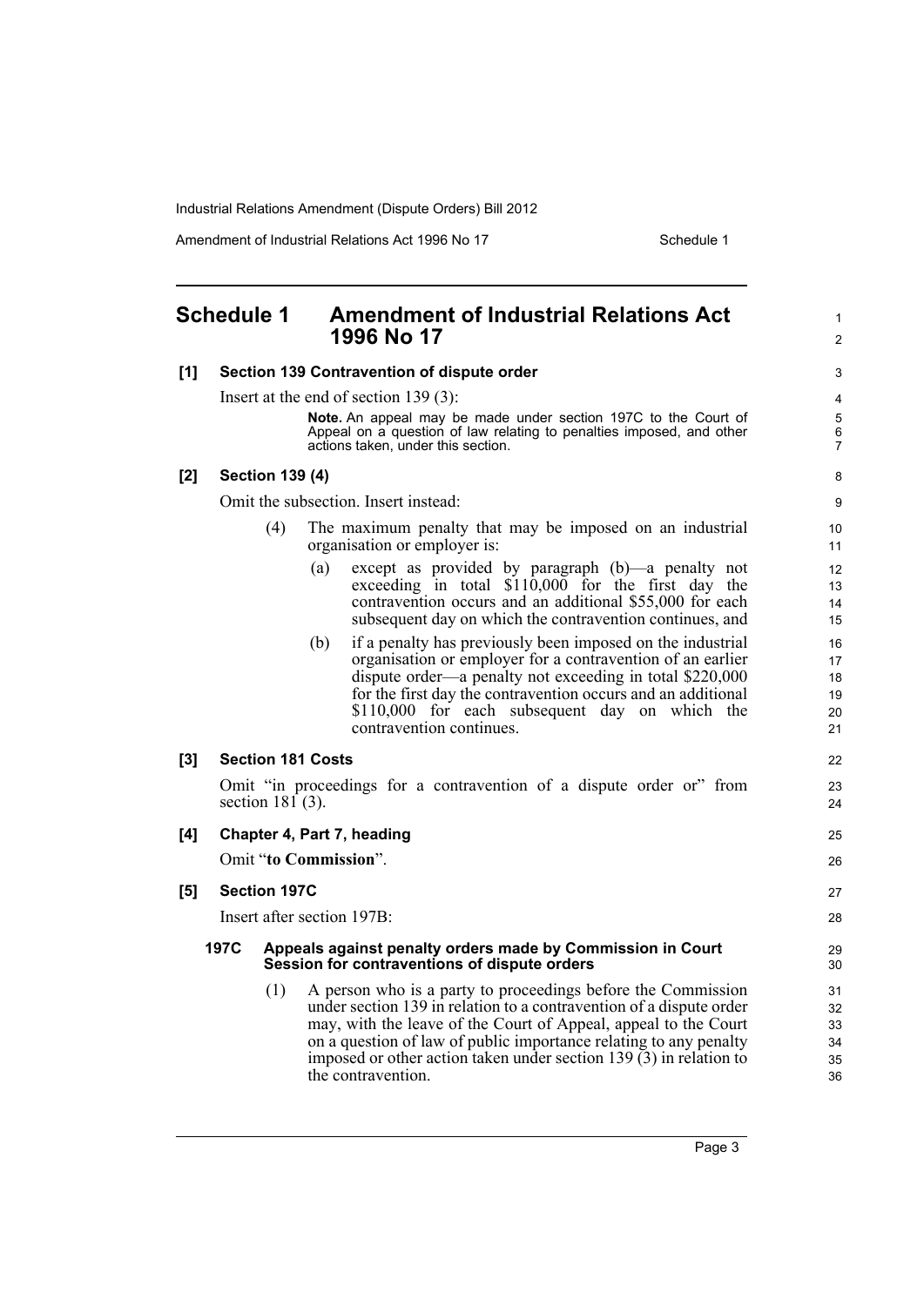# Schedule 1 Amendment of Industrial Relations Act 1996 No 17

**[1] Section 139 Contravention of dispute order**

Insert at the end of section 139 (3):

> **Note.** An appeal may be made under section 197C to the Court of Appeal on a question of law relating to penalties imposed, and other actions taken, under this section.

**[2] Section 139 (4)**

Omit the subsection. Insert instead:

(4) The maximum penalty that may be imposed on an industrial organisation or employer is:

(a) except as provided by paragraph (b)—a penalty not exceeding in total $110,000 for the first day the contravention occurs and an additional $55,000 for each subsequent day on which the contravention continues, and

(b) if a penalty has previously been imposed on the industrial organisation or employer for a contravention of an earlier dispute order—a penalty not exceeding in total $220,000 for the first day the contravention occurs and an additional $110,000 for each subsequent day on which the contravention continues.

**[3] Section 181 Costs**

Omit "in proceedings for a contravention of a dispute order or" from section 181 (3).

**[4] Chapter 4, Part 7, heading**

Omit "**to Commission**".

**[5] Section 197C**

Insert after section 197B:

**197C Appeals against penalty orders made by Commission in Court Session for contraventions of dispute orders**

(1) A person who is a party to proceedings before the Commission under section 139 in relation to a contravention of a dispute order may, with the leave of the Court of Appeal, appeal to the Court on a question of law of public importance relating to any penalty imposed or other action taken under section 139 (3) in relation to the contravention.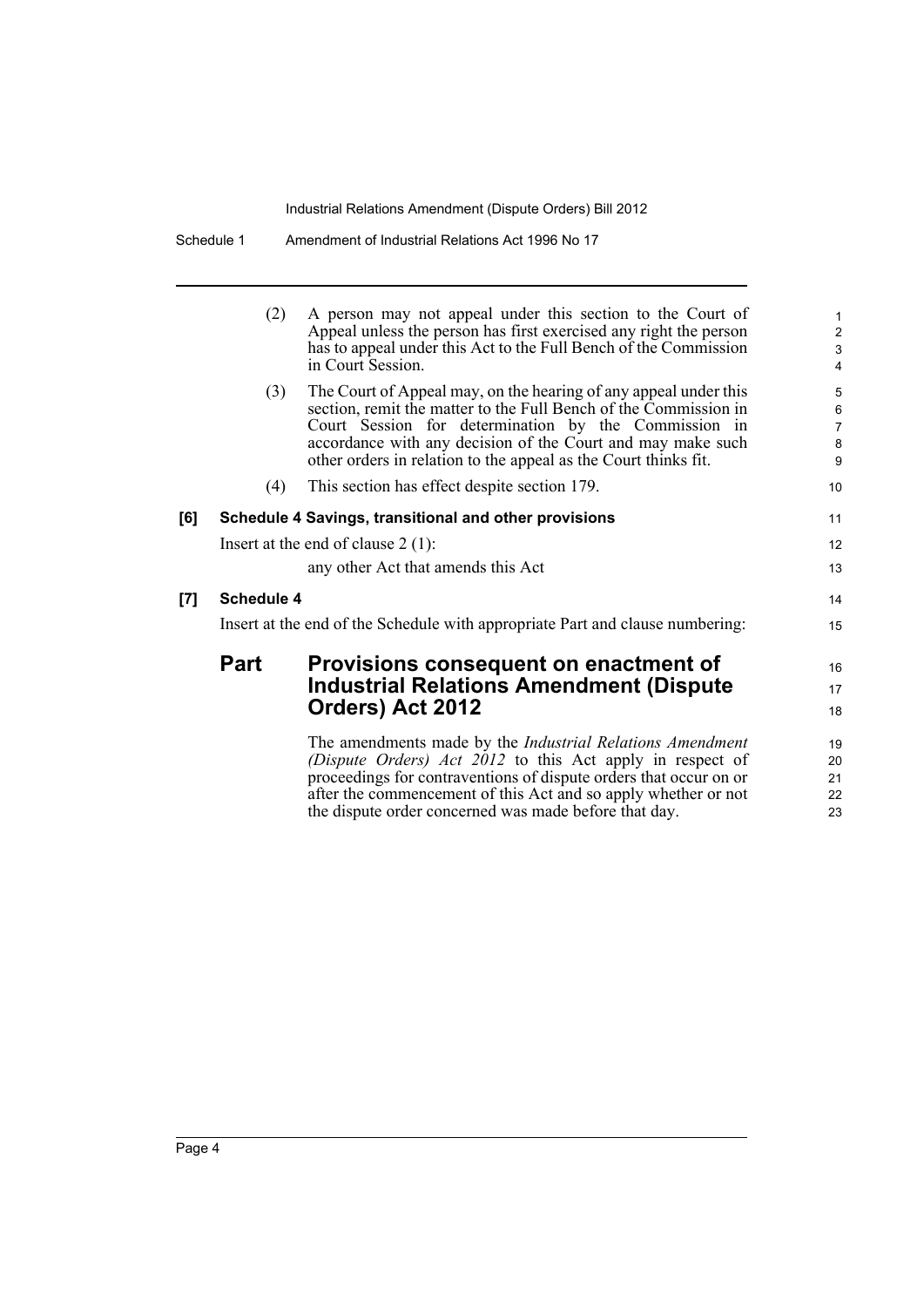(2) A person may not appeal under this section to the Court of Appeal unless the person has first exercised any right the person has to appeal under this Act to the Full Bench of the Commission in Court Session.

(3) The Court of Appeal may, on the hearing of any appeal under this section, remit the matter to the Full Bench of the Commission in Court Session for determination by the Commission in accordance with any decision of the Court and may make such other orders in relation to the appeal as the Court thinks fit.

(4) This section has effect despite section 179.

**[6] Schedule 4 Savings, transitional and other provisions**

Insert at the end of clause 2 (1):

any other Act that amends this Act

**[7] Schedule 4**

Insert at the end of the Schedule with appropriate Part and clause numbering:

## Part Provisions consequent on enactment of Industrial Relations Amendment (Dispute Orders) Act 2012

The amendments made by the *Industrial Relations Amendment (Dispute Orders) Act 2012* to this Act apply in respect of proceedings for contraventions of dispute orders that occur on or after the commencement of this Act and so apply whether or not the dispute order concerned was made before that day.